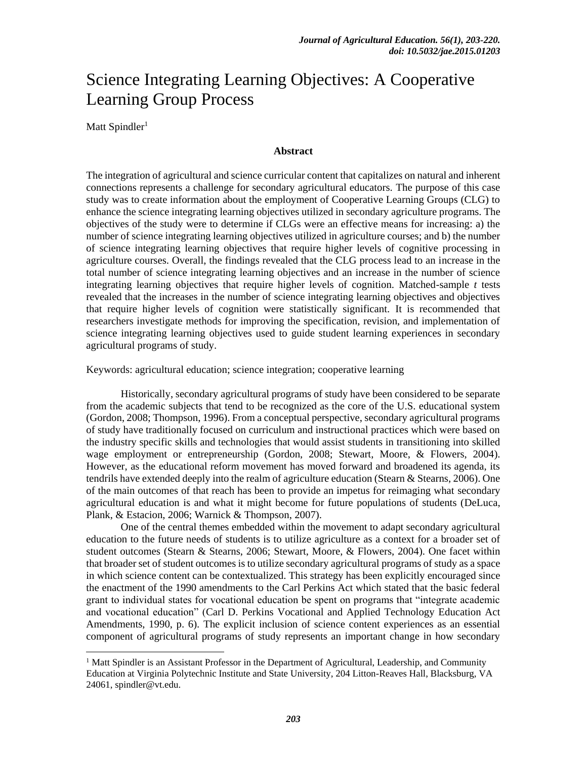# Science Integrating Learning Objectives: A Cooperative Learning Group Process

Matt Spindler[1]

### Abstract

The integration of agricultural and science curricular content that capitalizes on natural and inherent connections represents a challenge for secondary agricultural educators. The purpose of this case study was to create information about the employment of Cooperative Learning Groups (CLG) to enhance the science integrating learning objectives utilized in secondary agriculture programs. The objectives of the study were to determine if CLGs were an effective means for increasing: a) the number of science integrating learning objectives utilized in agriculture courses; and b) the number of science integrating learning objectives that require higher levels of cognitive processing in agriculture courses. Overall, the findings revealed that the CLG process lead to an increase in the total number of science integrating learning objectives and an increase in the number of science integrating learning objectives that require higher levels of cognition. Matched-sample *t* tests revealed that the increases in the number of science integrating learning objectives and objectives that require higher levels of cognition were statistically significant. It is recommended that researchers investigate methods for improving the specification, revision, and implementation of science integrating learning objectives used to guide student learning experiences in secondary agricultural programs of study.

Keywords: agricultural education; science integration; cooperative learning

Historically, secondary agricultural programs of study have been considered to be separate from the academic subjects that tend to be recognized as the core of the U.S. educational system (Gordon, 2008; Thompson, 1996). From a conceptual perspective, secondary agricultural programs of study have traditionally focused on curriculum and instructional practices which were based on the industry specific skills and technologies that would assist students in transitioning into skilled wage employment or entrepreneurship (Gordon, 2008; Stewart, Moore, & Flowers, 2004). However, as the educational reform movement has moved forward and broadened its agenda, its tendrils have extended deeply into the realm of agriculture education (Stearn & Stearns, 2006). One of the main outcomes of that reach has been to provide an impetus for reimaging what secondary agricultural education is and what it might become for future populations of students (DeLuca, Plank, & Estacion, 2006; Warnick & Thompson, 2007).

One of the central themes embedded within the movement to adapt secondary agricultural education to the future needs of students is to utilize agriculture as a context for a broader set of student outcomes (Stearn & Stearns, 2006; Stewart, Moore, & Flowers, 2004). One facet within that broader set of student outcomes is to utilize secondary agricultural programs of study as a space in which science content can be contextualized. This strategy has been explicitly encouraged since the enactment of the 1990 amendments to the Carl Perkins Act which stated that the basic federal grant to individual states for vocational education be spent on programs that "integrate academic and vocational education" (Carl D. Perkins Vocational and Applied Technology Education Act Amendments, 1990, p. 6). The explicit inclusion of science content experiences as an essential component of agricultural programs of study represents an important change in how secondary

---

[1] Matt Spindler is an Assistant Professor in the Department of Agricultural, Leadership, and Community Education at Virginia Polytechnic Institute and State University, 204 Litton-Reaves Hall, Blacksburg, VA 24061, spindler@vt.edu.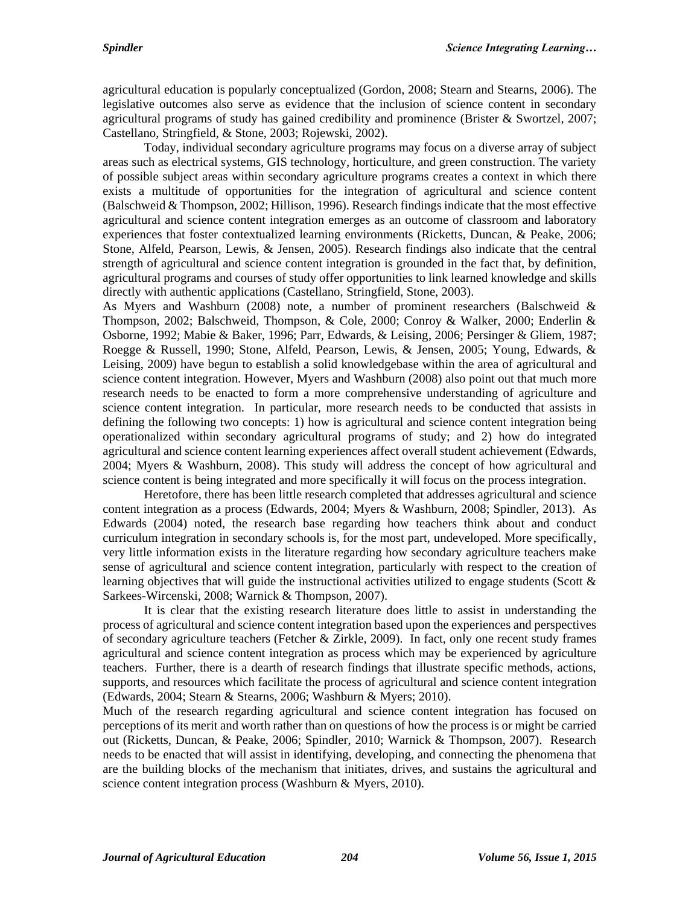agricultural education is popularly conceptualized (Gordon, 2008; Stearn and Stearns, 2006). The legislative outcomes also serve as evidence that the inclusion of science content in secondary agricultural programs of study has gained credibility and prominence (Brister & Swortzel, 2007; Castellano, Stringfield, & Stone, 2003; Rojewski, 2002).

Today, individual secondary agriculture programs may focus on a diverse array of subject areas such as electrical systems, GIS technology, horticulture, and green construction. The variety of possible subject areas within secondary agriculture programs creates a context in which there exists a multitude of opportunities for the integration of agricultural and science content (Balschweid & Thompson, 2002; Hillison, 1996). Research findings indicate that the most effective agricultural and science content integration emerges as an outcome of classroom and laboratory experiences that foster contextualized learning environments (Ricketts, Duncan, & Peake, 2006; Stone, Alfeld, Pearson, Lewis, & Jensen, 2005). Research findings also indicate that the central strength of agricultural and science content integration is grounded in the fact that, by definition, agricultural programs and courses of study offer opportunities to link learned knowledge and skills directly with authentic applications (Castellano, Stringfield, Stone, 2003).

As Myers and Washburn (2008) note, a number of prominent researchers (Balschweid & Thompson, 2002; Balschweid, Thompson, & Cole, 2000; Conroy & Walker, 2000; Enderlin & Osborne, 1992; Mabie & Baker, 1996; Parr, Edwards, & Leising, 2006; Persinger & Gliem, 1987; Roegge & Russell, 1990; Stone, Alfeld, Pearson, Lewis, & Jensen, 2005; Young, Edwards, & Leising, 2009) have begun to establish a solid knowledgebase within the area of agricultural and science content integration. However, Myers and Washburn (2008) also point out that much more research needs to be enacted to form a more comprehensive understanding of agriculture and science content integration. In particular, more research needs to be conducted that assists in defining the following two concepts: 1) how is agricultural and science content integration being operationalized within secondary agricultural programs of study; and 2) how do integrated agricultural and science content learning experiences affect overall student achievement (Edwards, 2004; Myers & Washburn, 2008). This study will address the concept of how agricultural and science content is being integrated and more specifically it will focus on the process integration.

Heretofore, there has been little research completed that addresses agricultural and science content integration as a process (Edwards, 2004; Myers & Washburn, 2008; Spindler, 2013). As Edwards (2004) noted, the research base regarding how teachers think about and conduct curriculum integration in secondary schools is, for the most part, undeveloped. More specifically, very little information exists in the literature regarding how secondary agriculture teachers make sense of agricultural and science content integration, particularly with respect to the creation of learning objectives that will guide the instructional activities utilized to engage students (Scott & Sarkees-Wircenski, 2008; Warnick & Thompson, 2007).

It is clear that the existing research literature does little to assist in understanding the process of agricultural and science content integration based upon the experiences and perspectives of secondary agriculture teachers (Fetcher & Zirkle, 2009). In fact, only one recent study frames agricultural and science content integration as process which may be experienced by agriculture teachers. Further, there is a dearth of research findings that illustrate specific methods, actions, supports, and resources which facilitate the process of agricultural and science content integration (Edwards, 2004; Stearn & Stearns, 2006; Washburn & Myers; 2010).

Much of the research regarding agricultural and science content integration has focused on perceptions of its merit and worth rather than on questions of how the process is or might be carried out (Ricketts, Duncan, & Peake, 2006; Spindler, 2010; Warnick & Thompson, 2007). Research needs to be enacted that will assist in identifying, developing, and connecting the phenomena that are the building blocks of the mechanism that initiates, drives, and sustains the agricultural and science content integration process (Washburn & Myers, 2010).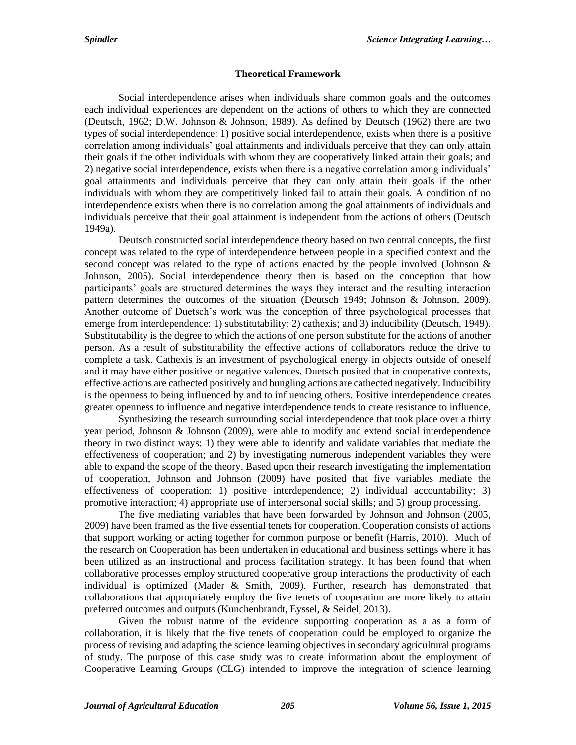## Theoretical Framework

Social interdependence arises when individuals share common goals and the outcomes each individual experiences are dependent on the actions of others to which they are connected (Deutsch, 1962; D.W. Johnson & Johnson, 1989). As defined by Deutsch (1962) there are two types of social interdependence: 1) positive social interdependence, exists when there is a positive correlation among individuals' goal attainments and individuals perceive that they can only attain their goals if the other individuals with whom they are cooperatively linked attain their goals; and 2) negative social interdependence, exists when there is a negative correlation among individuals' goal attainments and individuals perceive that they can only attain their goals if the other individuals with whom they are competitively linked fail to attain their goals. A condition of no interdependence exists when there is no correlation among the goal attainments of individuals and individuals perceive that their goal attainment is independent from the actions of others (Deutsch 1949a).

Deutsch constructed social interdependence theory based on two central concepts, the first concept was related to the type of interdependence between people in a specified context and the second concept was related to the type of actions enacted by the people involved (Johnson & Johnson, 2005). Social interdependence theory then is based on the conception that how participants' goals are structured determines the ways they interact and the resulting interaction pattern determines the outcomes of the situation (Deutsch 1949; Johnson & Johnson, 2009). Another outcome of Duetsch's work was the conception of three psychological processes that emerge from interdependence: 1) substitutability; 2) cathexis; and 3) inducibility (Deutsch, 1949). Substitutability is the degree to which the actions of one person substitute for the actions of another person. As a result of substitutability the effective actions of collaborators reduce the drive to complete a task. Cathexis is an investment of psychological energy in objects outside of oneself and it may have either positive or negative valences. Duetsch posited that in cooperative contexts, effective actions are cathected positively and bungling actions are cathected negatively. Inducibility is the openness to being influenced by and to influencing others. Positive interdependence creates greater openness to influence and negative interdependence tends to create resistance to influence.

Synthesizing the research surrounding social interdependence that took place over a thirty year period, Johnson & Johnson (2009), were able to modify and extend social interdependence theory in two distinct ways: 1) they were able to identify and validate variables that mediate the effectiveness of cooperation; and 2) by investigating numerous independent variables they were able to expand the scope of the theory. Based upon their research investigating the implementation of cooperation, Johnson and Johnson (2009) have posited that five variables mediate the effectiveness of cooperation: 1) positive interdependence; 2) individual accountability; 3) promotive interaction; 4) appropriate use of interpersonal social skills; and 5) group processing.

The five mediating variables that have been forwarded by Johnson and Johnson (2005, 2009) have been framed as the five essential tenets for cooperation. Cooperation consists of actions that support working or acting together for common purpose or benefit (Harris, 2010). Much of the research on Cooperation has been undertaken in educational and business settings where it has been utilized as an instructional and process facilitation strategy. It has been found that when collaborative processes employ structured cooperative group interactions the productivity of each individual is optimized (Mader & Smith, 2009). Further, research has demonstrated that collaborations that appropriately employ the five tenets of cooperation are more likely to attain preferred outcomes and outputs (Kunchenbrandt, Eyssel, & Seidel, 2013).

Given the robust nature of the evidence supporting cooperation as a as a form of collaboration, it is likely that the five tenets of cooperation could be employed to organize the process of revising and adapting the science learning objectives in secondary agricultural programs of study. The purpose of this case study was to create information about the employment of Cooperative Learning Groups (CLG) intended to improve the integration of science learning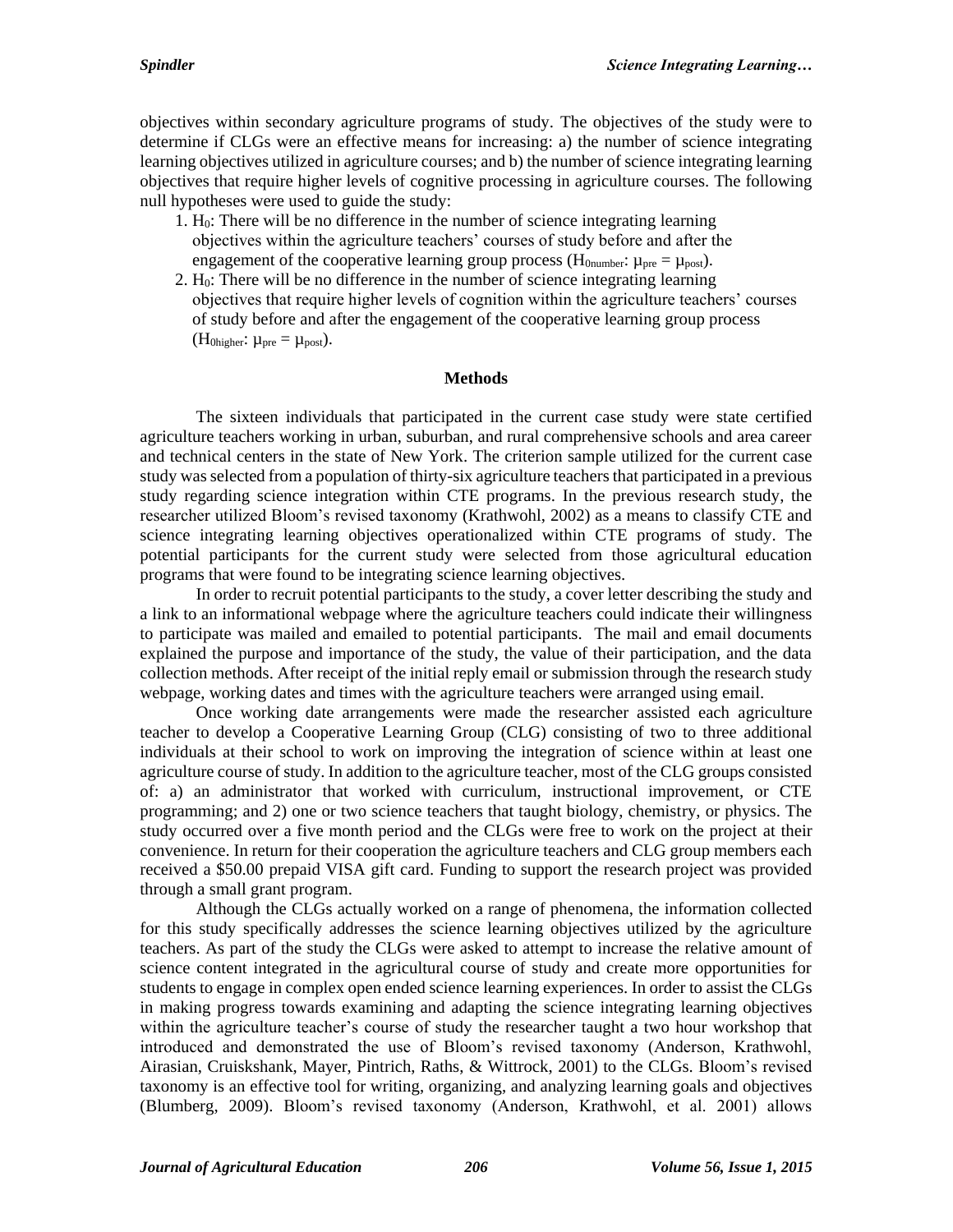objectives within secondary agriculture programs of study. The objectives of the study were to determine if CLGs were an effective means for increasing: a) the number of science integrating learning objectives utilized in agriculture courses; and b) the number of science integrating learning objectives that require higher levels of cognitive processing in agriculture courses. The following null hypotheses were used to guide the study:

1. $H_0$: There will be no difference in the number of science integrating learning objectives within the agriculture teachers' courses of study before and after the engagement of the cooperative learning group process ($H_{0number}$: $\mu_{pre} = \mu_{post}$).
2. $H_0$: There will be no difference in the number of science integrating learning objectives that require higher levels of cognition within the agriculture teachers' courses of study before and after the engagement of the cooperative learning group process ($H_{0higher}$: $\mu_{pre} = \mu_{post}$).

## Methods

The sixteen individuals that participated in the current case study were state certified agriculture teachers working in urban, suburban, and rural comprehensive schools and area career and technical centers in the state of New York. The criterion sample utilized for the current case study was selected from a population of thirty-six agriculture teachers that participated in a previous study regarding science integration within CTE programs. In the previous research study, the researcher utilized Bloom's revised taxonomy (Krathwohl, 2002) as a means to classify CTE and science integrating learning objectives operationalized within CTE programs of study. The potential participants for the current study were selected from those agricultural education programs that were found to be integrating science learning objectives.

In order to recruit potential participants to the study, a cover letter describing the study and a link to an informational webpage where the agriculture teachers could indicate their willingness to participate was mailed and emailed to potential participants. The mail and email documents explained the purpose and importance of the study, the value of their participation, and the data collection methods. After receipt of the initial reply email or submission through the research study webpage, working dates and times with the agriculture teachers were arranged using email.

Once working date arrangements were made the researcher assisted each agriculture teacher to develop a Cooperative Learning Group (CLG) consisting of two to three additional individuals at their school to work on improving the integration of science within at least one agriculture course of study. In addition to the agriculture teacher, most of the CLG groups consisted of: a) an administrator that worked with curriculum, instructional improvement, or CTE programming; and 2) one or two science teachers that taught biology, chemistry, or physics. The study occurred over a five month period and the CLGs were free to work on the project at their convenience. In return for their cooperation the agriculture teachers and CLG group members each received a $50.00 prepaid VISA gift card. Funding to support the research project was provided through a small grant program.

Although the CLGs actually worked on a range of phenomena, the information collected for this study specifically addresses the science learning objectives utilized by the agriculture teachers. As part of the study the CLGs were asked to attempt to increase the relative amount of science content integrated in the agricultural course of study and create more opportunities for students to engage in complex open ended science learning experiences. In order to assist the CLGs in making progress towards examining and adapting the science integrating learning objectives within the agriculture teacher's course of study the researcher taught a two hour workshop that introduced and demonstrated the use of Bloom's revised taxonomy (Anderson, Krathwohl, Airasian, Cruiskshank, Mayer, Pintrich, Raths, & Wittrock, 2001) to the CLGs. Bloom's revised taxonomy is an effective tool for writing, organizing, and analyzing learning goals and objectives (Blumberg, 2009). Bloom's revised taxonomy (Anderson, Krathwohl, et al. 2001) allows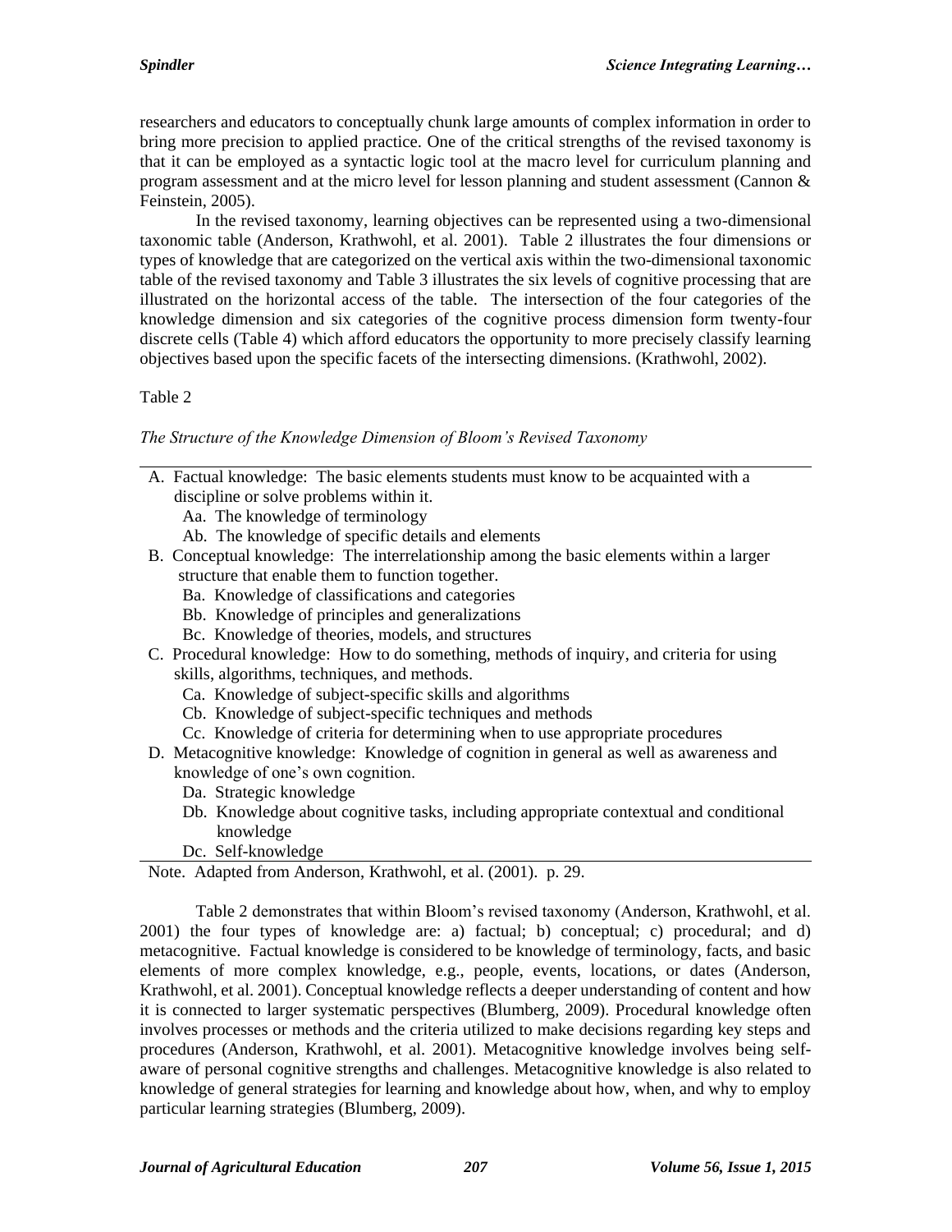researchers and educators to conceptually chunk large amounts of complex information in order to bring more precision to applied practice. One of the critical strengths of the revised taxonomy is that it can be employed as a syntactic logic tool at the macro level for curriculum planning and program assessment and at the micro level for lesson planning and student assessment (Cannon & Feinstein, 2005).

In the revised taxonomy, learning objectives can be represented using a two-dimensional taxonomic table (Anderson, Krathwohl, et al. 2001). Table 2 illustrates the four dimensions or types of knowledge that are categorized on the vertical axis within the two-dimensional taxonomic table of the revised taxonomy and Table 3 illustrates the six levels of cognitive processing that are illustrated on the horizontal access of the table. The intersection of the four categories of the knowledge dimension and six categories of the cognitive process dimension form twenty-four discrete cells (Table 4) which afford educators the opportunity to more precisely classify learning objectives based upon the specific facets of the intersecting dimensions. (Krathwohl, 2002).

Table 2

*The Structure of the Knowledge Dimension of Bloom's Revised Taxonomy*

- A. Factual knowledge: The basic elements students must know to be acquainted with a discipline or solve problems within it.
  - Aa. The knowledge of terminology
  - Ab. The knowledge of specific details and elements
- B. Conceptual knowledge: The interrelationship among the basic elements within a larger structure that enable them to function together.
  - Ba. Knowledge of classifications and categories
  - Bb. Knowledge of principles and generalizations
  - Bc. Knowledge of theories, models, and structures
- C. Procedural knowledge: How to do something, methods of inquiry, and criteria for using skills, algorithms, techniques, and methods.
  - Ca. Knowledge of subject-specific skills and algorithms
  - Cb. Knowledge of subject-specific techniques and methods
  - Cc. Knowledge of criteria for determining when to use appropriate procedures
- D. Metacognitive knowledge: Knowledge of cognition in general as well as awareness and knowledge of one's own cognition.
  - Da. Strategic knowledge
  - Db. Knowledge about cognitive tasks, including appropriate contextual and conditional knowledge
  - Dc. Self-knowledge

Note. Adapted from Anderson, Krathwohl, et al. (2001). p. 29.

Table 2 demonstrates that within Bloom's revised taxonomy (Anderson, Krathwohl, et al. 2001) the four types of knowledge are: a) factual; b) conceptual; c) procedural; and d) metacognitive. Factual knowledge is considered to be knowledge of terminology, facts, and basic elements of more complex knowledge, e.g., people, events, locations, or dates (Anderson, Krathwohl, et al. 2001). Conceptual knowledge reflects a deeper understanding of content and how it is connected to larger systematic perspectives (Blumberg, 2009). Procedural knowledge often involves processes or methods and the criteria utilized to make decisions regarding key steps and procedures (Anderson, Krathwohl, et al. 2001). Metacognitive knowledge involves being self-aware of personal cognitive strengths and challenges. Metacognitive knowledge is also related to knowledge of general strategies for learning and knowledge about how, when, and why to employ particular learning strategies (Blumberg, 2009).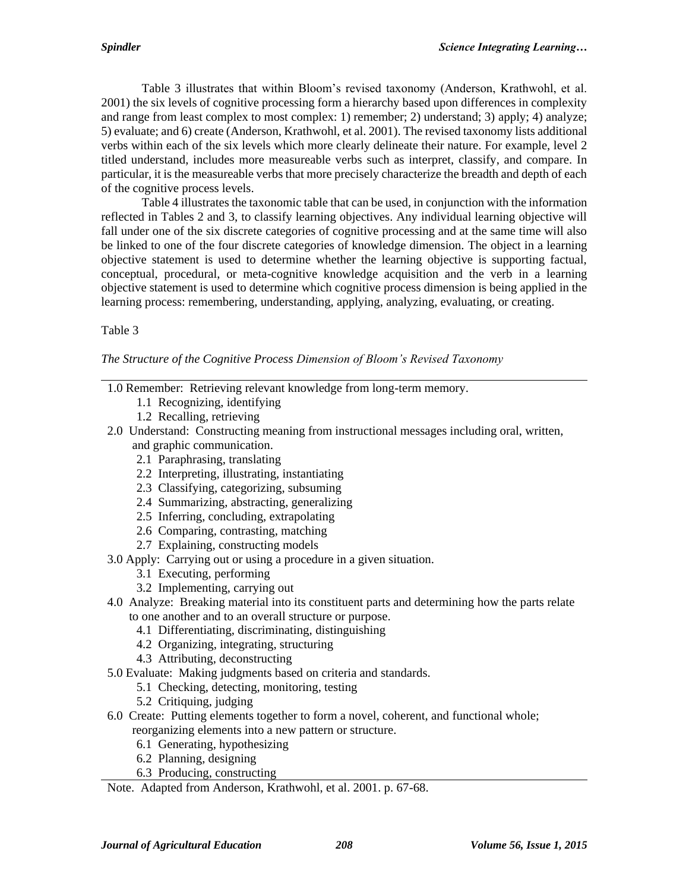Table 3 illustrates that within Bloom's revised taxonomy (Anderson, Krathwohl, et al. 2001) the six levels of cognitive processing form a hierarchy based upon differences in complexity and range from least complex to most complex: 1) remember; 2) understand; 3) apply; 4) analyze; 5) evaluate; and 6) create (Anderson, Krathwohl, et al. 2001). The revised taxonomy lists additional verbs within each of the six levels which more clearly delineate their nature. For example, level 2 titled understand, includes more measureable verbs such as interpret, classify, and compare. In particular, it is the measureable verbs that more precisely characterize the breadth and depth of each of the cognitive process levels.

Table 4 illustrates the taxonomic table that can be used, in conjunction with the information reflected in Tables 2 and 3, to classify learning objectives. Any individual learning objective will fall under one of the six discrete categories of cognitive processing and at the same time will also be linked to one of the four discrete categories of knowledge dimension. The object in a learning objective statement is used to determine whether the learning objective is supporting factual, conceptual, procedural, or meta-cognitive knowledge acquisition and the verb in a learning objective statement is used to determine which cognitive process dimension is being applied in the learning process: remembering, understanding, applying, analyzing, evaluating, or creating.

Table 3

*The Structure of the Cognitive Process Dimension of Bloom's Revised Taxonomy*

- 1.0 Remember: Retrieving relevant knowledge from long-term memory.
    - 1.1 Recognizing, identifying
    - 1.2 Recalling, retrieving
- 2.0 Understand: Constructing meaning from instructional messages including oral, written, and graphic communication.
    - 2.1 Paraphrasing, translating
    - 2.2 Interpreting, illustrating, instantiating
    - 2.3 Classifying, categorizing, subsuming
    - 2.4 Summarizing, abstracting, generalizing
    - 2.5 Inferring, concluding, extrapolating
    - 2.6 Comparing, contrasting, matching
    - 2.7 Explaining, constructing models
- 3.0 Apply: Carrying out or using a procedure in a given situation.
    - 3.1 Executing, performing
    - 3.2 Implementing, carrying out
- 4.0 Analyze: Breaking material into its constituent parts and determining how the parts relate to one another and to an overall structure or purpose.
    - 4.1 Differentiating, discriminating, distinguishing
    - 4.2 Organizing, integrating, structuring
    - 4.3 Attributing, deconstructing
- 5.0 Evaluate: Making judgments based on criteria and standards.
    - 5.1 Checking, detecting, monitoring, testing
    - 5.2 Critiquing, judging
- 6.0 Create: Putting elements together to form a novel, coherent, and functional whole; reorganizing elements into a new pattern or structure.
    - 6.1 Generating, hypothesizing
    - 6.2 Planning, designing
    - 6.3 Producing, constructing

Note. Adapted from Anderson, Krathwohl, et al. 2001. p. 67-68.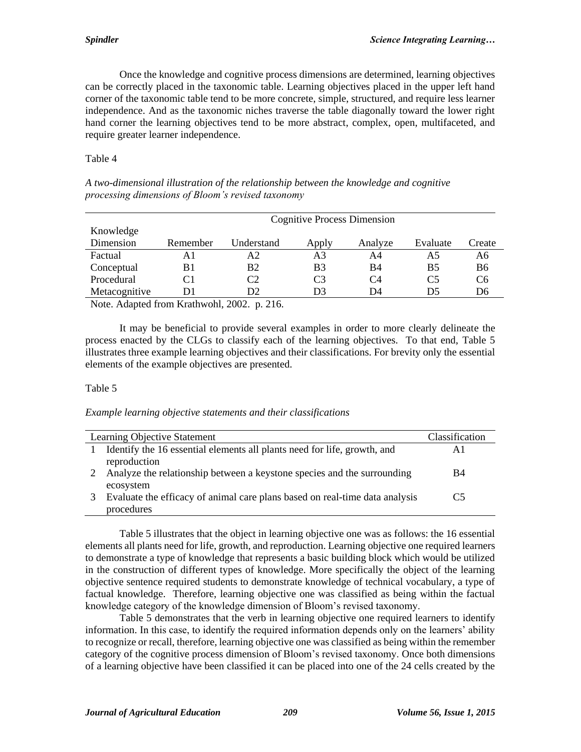Once the knowledge and cognitive process dimensions are determined, learning objectives can be correctly placed in the taxonomic table. Learning objectives placed in the upper left hand corner of the taxonomic table tend to be more concrete, simple, structured, and require less learner independence. And as the taxonomic niches traverse the table diagonally toward the lower right hand corner the learning objectives tend to be more abstract, complex, open, multifaceted, and require greater learner independence.

Table 4

*A two-dimensional illustration of the relationship between the knowledge and cognitive processing dimensions of Bloom's revised taxonomy*

| | Cognitive Process Dimension | | | | | |
|---|---|---|---|---|---|---|
| Knowledge Dimension | Remember | Understand | Apply | Analyze | Evaluate | Create |
| Factual | A1 | A2 | A3 | A4 | A5 | A6 |
| Conceptual | B1 | B2 | B3 | B4 | B5 | B6 |
| Procedural | C1 | C2 | C3 | C4 | C5 | C6 |
| Metacognitive | D1 | D2 | D3 | D4 | D5 | D6 |

Note. Adapted from Krathwohl, 2002. p. 216.

It may be beneficial to provide several examples in order to more clearly delineate the process enacted by the CLGs to classify each of the learning objectives. To that end, Table 5 illustrates three example learning objectives and their classifications. For brevity only the essential elements of the example objectives are presented.

Table 5

*Example learning objective statements and their classifications*

| | Learning Objective Statement | Classification |
|---|---|---|
| 1 | Identify the 16 essential elements all plants need for life, growth, and reproduction | A1 |
| 2 | Analyze the relationship between a keystone species and the surrounding ecosystem | B4 |
| 3 | Evaluate the efficacy of animal care plans based on real-time data analysis procedures | C5 |

Table 5 illustrates that the object in learning objective one was as follows: the 16 essential elements all plants need for life, growth, and reproduction. Learning objective one required learners to demonstrate a type of knowledge that represents a basic building block which would be utilized in the construction of different types of knowledge. More specifically the object of the learning objective sentence required students to demonstrate knowledge of technical vocabulary, a type of factual knowledge. Therefore, learning objective one was classified as being within the factual knowledge category of the knowledge dimension of Bloom's revised taxonomy.

Table 5 demonstrates that the verb in learning objective one required learners to identify information. In this case, to identify the required information depends only on the learners' ability to recognize or recall, therefore, learning objective one was classified as being within the remember category of the cognitive process dimension of Bloom's revised taxonomy. Once both dimensions of a learning objective have been classified it can be placed into one of the 24 cells created by the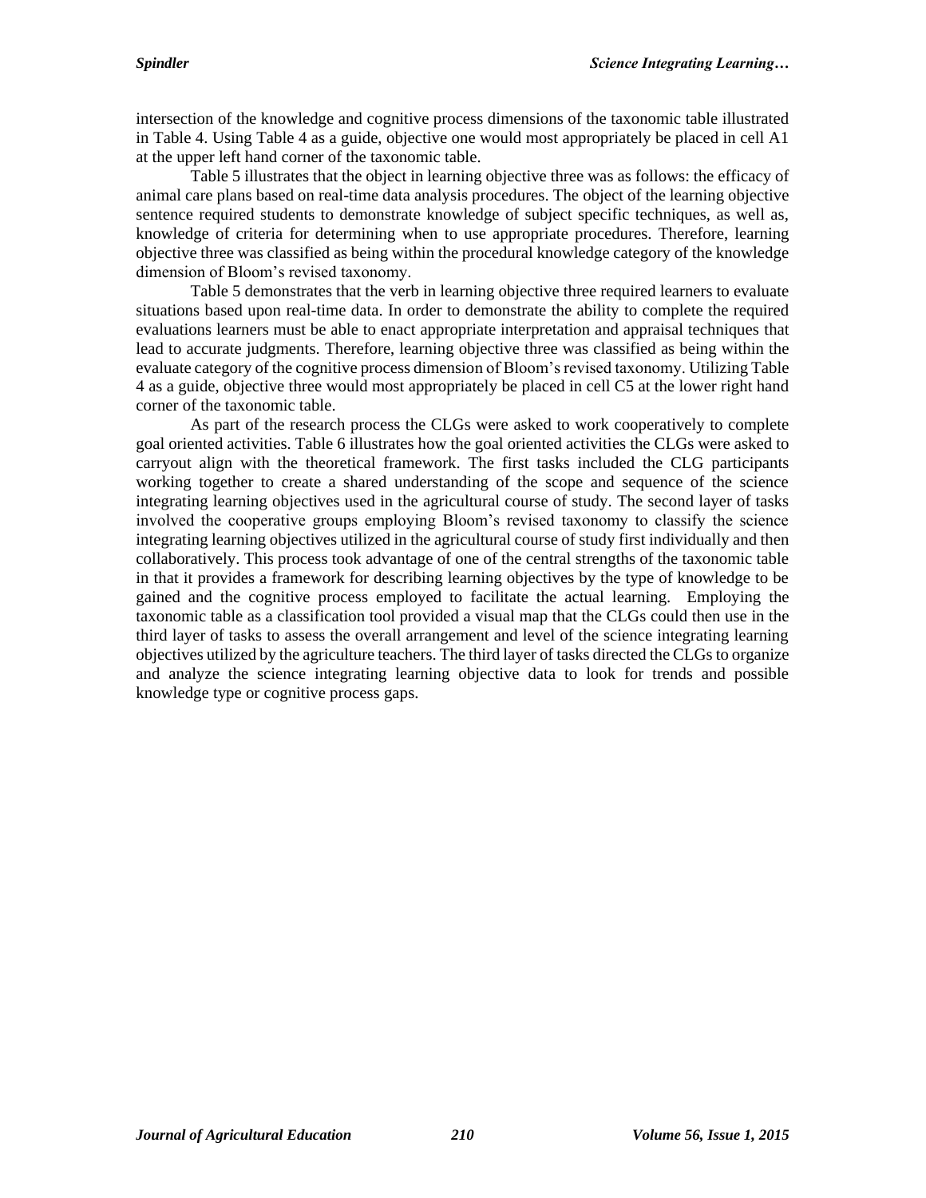intersection of the knowledge and cognitive process dimensions of the taxonomic table illustrated in Table 4. Using Table 4 as a guide, objective one would most appropriately be placed in cell A1 at the upper left hand corner of the taxonomic table.

Table 5 illustrates that the object in learning objective three was as follows: the efficacy of animal care plans based on real-time data analysis procedures. The object of the learning objective sentence required students to demonstrate knowledge of subject specific techniques, as well as, knowledge of criteria for determining when to use appropriate procedures. Therefore, learning objective three was classified as being within the procedural knowledge category of the knowledge dimension of Bloom's revised taxonomy.

Table 5 demonstrates that the verb in learning objective three required learners to evaluate situations based upon real-time data. In order to demonstrate the ability to complete the required evaluations learners must be able to enact appropriate interpretation and appraisal techniques that lead to accurate judgments. Therefore, learning objective three was classified as being within the evaluate category of the cognitive process dimension of Bloom's revised taxonomy. Utilizing Table 4 as a guide, objective three would most appropriately be placed in cell C5 at the lower right hand corner of the taxonomic table.

As part of the research process the CLGs were asked to work cooperatively to complete goal oriented activities. Table 6 illustrates how the goal oriented activities the CLGs were asked to carryout align with the theoretical framework. The first tasks included the CLG participants working together to create a shared understanding of the scope and sequence of the science integrating learning objectives used in the agricultural course of study. The second layer of tasks involved the cooperative groups employing Bloom's revised taxonomy to classify the science integrating learning objectives utilized in the agricultural course of study first individually and then collaboratively. This process took advantage of one of the central strengths of the taxonomic table in that it provides a framework for describing learning objectives by the type of knowledge to be gained and the cognitive process employed to facilitate the actual learning. Employing the taxonomic table as a classification tool provided a visual map that the CLGs could then use in the third layer of tasks to assess the overall arrangement and level of the science integrating learning objectives utilized by the agriculture teachers. The third layer of tasks directed the CLGs to organize and analyze the science integrating learning objective data to look for trends and possible knowledge type or cognitive process gaps.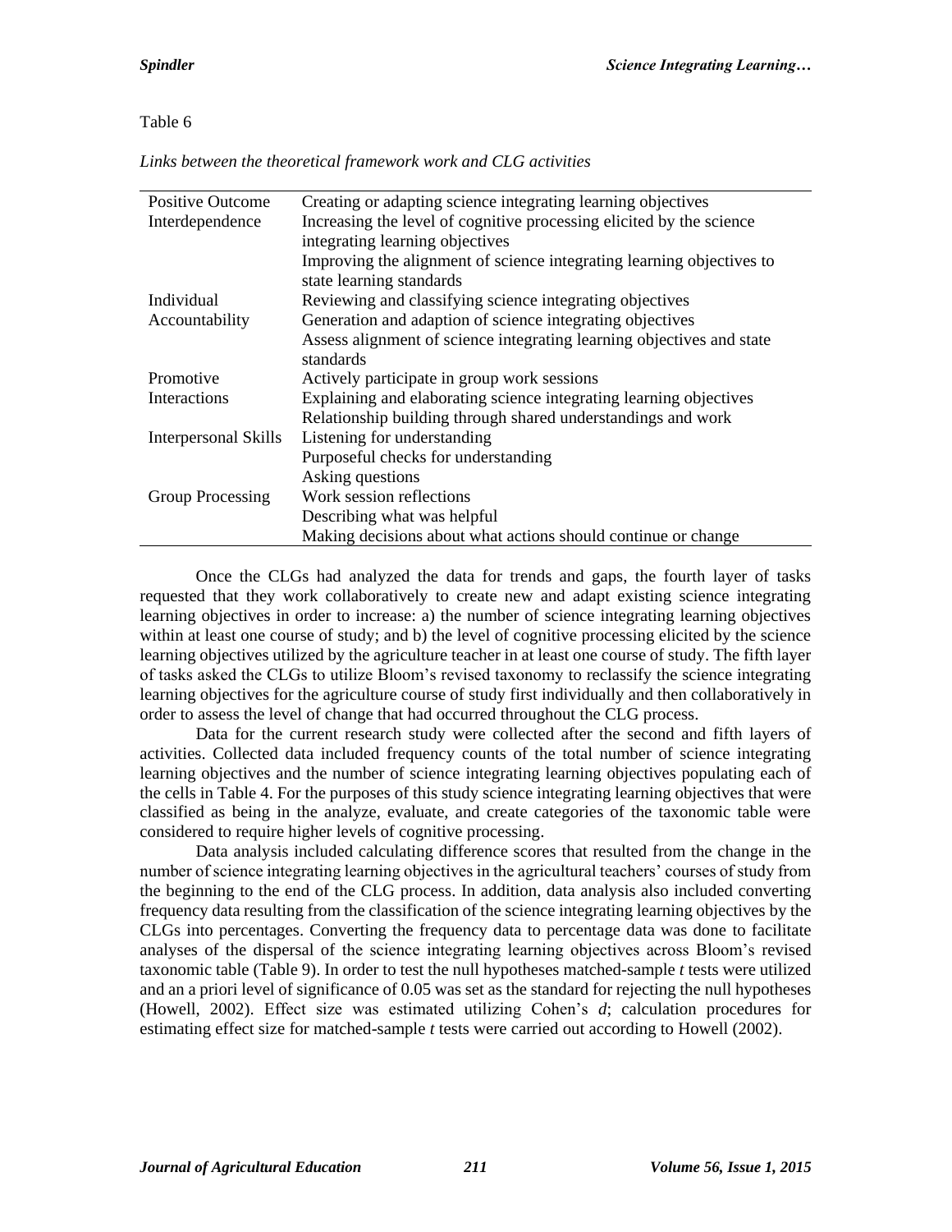Table 6

*Links between the theoretical framework work and CLG activities*

| | |
|---|---|
| Positive Outcome Interdependence | Creating or adapting science integrating learning objectives |
| | Increasing the level of cognitive processing elicited by the science integrating learning objectives |
| | Improving the alignment of science integrating learning objectives to state learning standards |
| Individual Accountability | Reviewing and classifying science integrating objectives |
| | Generation and adaption of science integrating objectives |
| | Assess alignment of science integrating learning objectives and state standards |
| Promotive Interactions | Actively participate in group work sessions |
| | Explaining and elaborating science integrating learning objectives |
| | Relationship building through shared understandings and work |
| Interpersonal Skills | Listening for understanding |
| | Purposeful checks for understanding |
| | Asking questions |
| Group Processing | Work session reflections |
| | Describing what was helpful |
| | Making decisions about what actions should continue or change |

Once the CLGs had analyzed the data for trends and gaps, the fourth layer of tasks requested that they work collaboratively to create new and adapt existing science integrating learning objectives in order to increase: a) the number of science integrating learning objectives within at least one course of study; and b) the level of cognitive processing elicited by the science learning objectives utilized by the agriculture teacher in at least one course of study. The fifth layer of tasks asked the CLGs to utilize Bloom's revised taxonomy to reclassify the science integrating learning objectives for the agriculture course of study first individually and then collaboratively in order to assess the level of change that had occurred throughout the CLG process.

Data for the current research study were collected after the second and fifth layers of activities. Collected data included frequency counts of the total number of science integrating learning objectives and the number of science integrating learning objectives populating each of the cells in Table 4. For the purposes of this study science integrating learning objectives that were classified as being in the analyze, evaluate, and create categories of the taxonomic table were considered to require higher levels of cognitive processing.

Data analysis included calculating difference scores that resulted from the change in the number of science integrating learning objectives in the agricultural teachers' courses of study from the beginning to the end of the CLG process. In addition, data analysis also included converting frequency data resulting from the classification of the science integrating learning objectives by the CLGs into percentages. Converting the frequency data to percentage data was done to facilitate analyses of the dispersal of the science integrating learning objectives across Bloom's revised taxonomic table (Table 9). In order to test the null hypotheses matched-sample *t* tests were utilized and an a priori level of significance of 0.05 was set as the standard for rejecting the null hypotheses (Howell, 2002). Effect size was estimated utilizing Cohen's *d*; calculation procedures for estimating effect size for matched-sample *t* tests were carried out according to Howell (2002).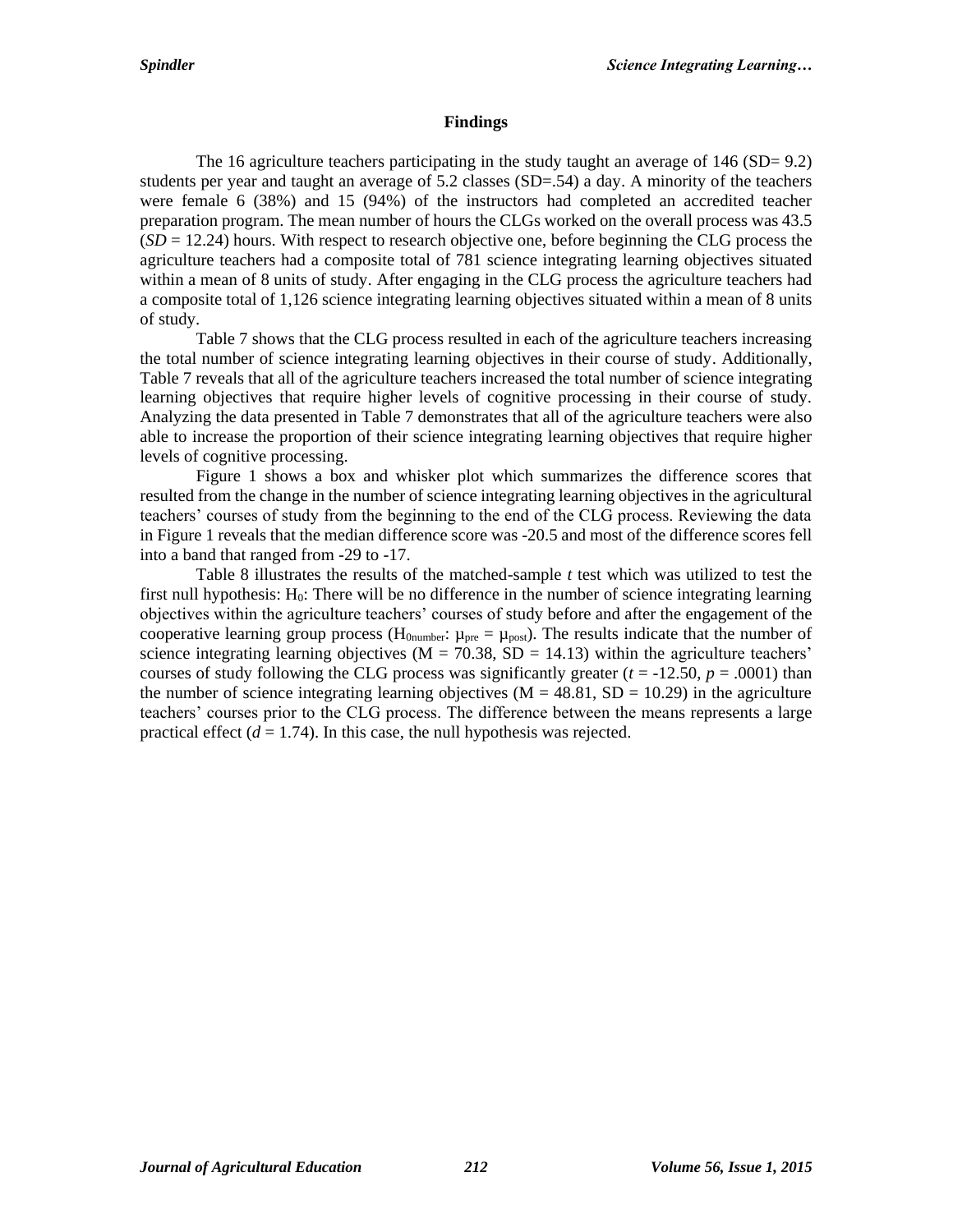## Findings

The 16 agriculture teachers participating in the study taught an average of 146 (SD= 9.2) students per year and taught an average of 5.2 classes (SD=.54) a day. A minority of the teachers were female 6 (38%) and 15 (94%) of the instructors had completed an accredited teacher preparation program. The mean number of hours the CLGs worked on the overall process was 43.5 (*SD* = 12.24) hours. With respect to research objective one, before beginning the CLG process the agriculture teachers had a composite total of 781 science integrating learning objectives situated within a mean of 8 units of study. After engaging in the CLG process the agriculture teachers had a composite total of 1,126 science integrating learning objectives situated within a mean of 8 units of study.

Table 7 shows that the CLG process resulted in each of the agriculture teachers increasing the total number of science integrating learning objectives in their course of study. Additionally, Table 7 reveals that all of the agriculture teachers increased the total number of science integrating learning objectives that require higher levels of cognitive processing in their course of study. Analyzing the data presented in Table 7 demonstrates that all of the agriculture teachers were also able to increase the proportion of their science integrating learning objectives that require higher levels of cognitive processing.

Figure 1 shows a box and whisker plot which summarizes the difference scores that resulted from the change in the number of science integrating learning objectives in the agricultural teachers' courses of study from the beginning to the end of the CLG process. Reviewing the data in Figure 1 reveals that the median difference score was -20.5 and most of the difference scores fell into a band that ranged from -29 to -17.

Table 8 illustrates the results of the matched-sample *t* test which was utilized to test the first null hypothesis: $H_0$: There will be no difference in the number of science integrating learning objectives within the agriculture teachers' courses of study before and after the engagement of the cooperative learning group process ($H_{0number}$: $\mu_{pre} = \mu_{post}$). The results indicate that the number of science integrating learning objectives (M = 70.38, SD = 14.13) within the agriculture teachers' courses of study following the CLG process was significantly greater ($t = -12.50$, $p = .0001$) than the number of science integrating learning objectives (M = 48.81, SD = 10.29) in the agriculture teachers' courses prior to the CLG process. The difference between the means represents a large practical effect ($d = 1.74$). In this case, the null hypothesis was rejected.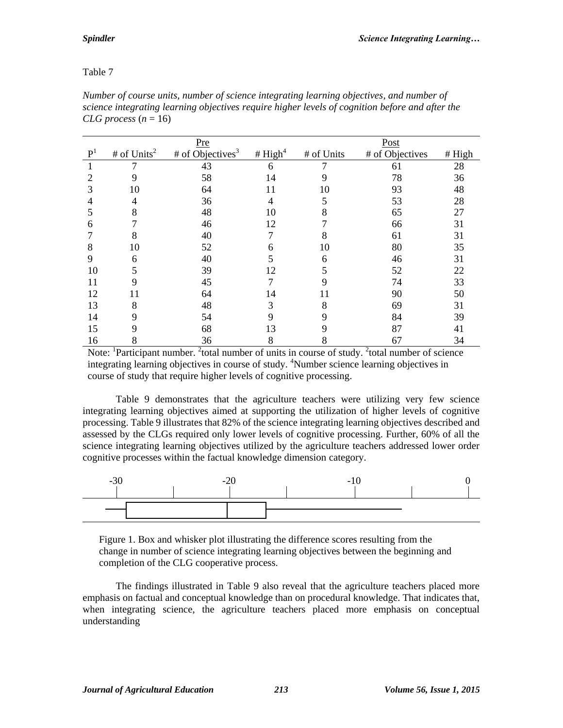Table 7

*Number of course units, number of science integrating learning objectives, and number of science integrating learning objectives require higher levels of cognition before and after the CLG process* (*n* = 16)

| | Pre | | | Post | | |
|---|---|---|---|---|---|---|
| P[1] | # of Units[2] | # of Objectives[3] | # High[4] | # of Units | # of Objectives | # High |
| 1 | 7 | 43 | 6 | 7 | 61 | 28 |
| 2 | 9 | 58 | 14 | 9 | 78 | 36 |
| 3 | 10 | 64 | 11 | 10 | 93 | 48 |
| 4 | 4 | 36 | 4 | 5 | 53 | 28 |
| 5 | 8 | 48 | 10 | 8 | 65 | 27 |
| 6 | 7 | 46 | 12 | 7 | 66 | 31 |
| 7 | 8 | 40 | 7 | 8 | 61 | 31 |
| 8 | 10 | 52 | 6 | 10 | 80 | 35 |
| 9 | 6 | 40 | 5 | 6 | 46 | 31 |
| 10 | 5 | 39 | 12 | 5 | 52 | 22 |
| 11 | 9 | 45 | 7 | 9 | 74 | 33 |
| 12 | 11 | 64 | 14 | 11 | 90 | 50 |
| 13 | 8 | 48 | 3 | 8 | 69 | 31 |
| 14 | 9 | 54 | 9 | 9 | 84 | 39 |
| 15 | 9 | 68 | 13 | 9 | 87 | 41 |
| 16 | 8 | 36 | 8 | 8 | 67 | 34 |

Note: [1]Participant number. [2]total number of units in course of study. [2]total number of science integrating learning objectives in course of study. [4]Number science learning objectives in course of study that require higher levels of cognitive processing.

Table 9 demonstrates that the agriculture teachers were utilizing very few science integrating learning objectives aimed at supporting the utilization of higher levels of cognitive processing. Table 9 illustrates that 82% of the science integrating learning objectives described and assessed by the CLGs required only lower levels of cognitive processing. Further, 60% of all the science integrating learning objectives utilized by the agriculture teachers addressed lower order cognitive processes within the factual knowledge dimension category.

Figure 1. Box and whisker plot illustrating the difference scores resulting from the change in number of science integrating learning objectives between the beginning and completion of the CLG cooperative process.

The findings illustrated in Table 9 also reveal that the agriculture teachers placed more emphasis on factual and conceptual knowledge than on procedural knowledge. That indicates that, when integrating science, the agriculture teachers placed more emphasis on conceptual understanding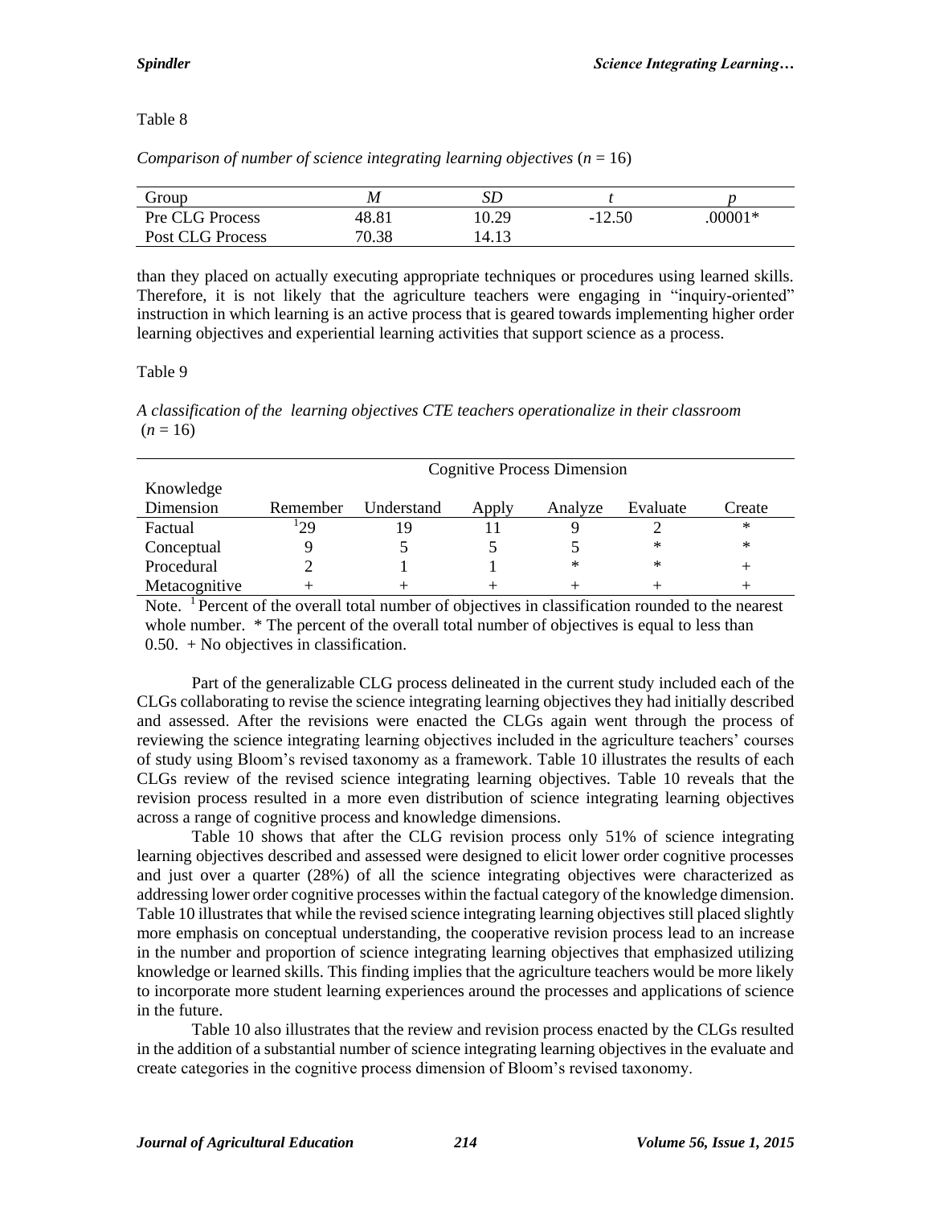Table 8

*Comparison of number of science integrating learning objectives* ($n$ = 16)

| Group | *M* | *SD* | *t* | *p* |
|---|---|---|---|---|
| Pre CLG Process | 48.81 | 10.29 | -12.50 | .00001* |
| Post CLG Process | 70.38 | 14.13 | | |

than they placed on actually executing appropriate techniques or procedures using learned skills. Therefore, it is not likely that the agriculture teachers were engaging in "inquiry-oriented" instruction in which learning is an active process that is geared towards implementing higher order learning objectives and experiential learning activities that support science as a process.

Table 9

*A classification of the learning objectives CTE teachers operationalize in their classroom* ($n$ = 16)

| | Cognitive Process Dimension | | | | | |
|---|---|---|---|---|---|---|
| Knowledge Dimension | Remember | Understand | Apply | Analyze | Evaluate | Create |
| Factual | [1]29 | 19 | 11 | 9 | 2 | * |
| Conceptual | 9 | 5 | 5 | 5 | * | * |
| Procedural | 2 | 1 | 1 | * | * | + |
| Metacognitive | + | + | + | + | + | + |

Note. [1] Percent of the overall total number of objectives in classification rounded to the nearest whole number. * The percent of the overall total number of objectives is equal to less than 0.50. + No objectives in classification.

Part of the generalizable CLG process delineated in the current study included each of the CLGs collaborating to revise the science integrating learning objectives they had initially described and assessed. After the revisions were enacted the CLGs again went through the process of reviewing the science integrating learning objectives included in the agriculture teachers' courses of study using Bloom's revised taxonomy as a framework. Table 10 illustrates the results of each CLGs review of the revised science integrating learning objectives. Table 10 reveals that the revision process resulted in a more even distribution of science integrating learning objectives across a range of cognitive process and knowledge dimensions.

Table 10 shows that after the CLG revision process only 51% of science integrating learning objectives described and assessed were designed to elicit lower order cognitive processes and just over a quarter (28%) of all the science integrating objectives were characterized as addressing lower order cognitive processes within the factual category of the knowledge dimension. Table 10 illustrates that while the revised science integrating learning objectives still placed slightly more emphasis on conceptual understanding, the cooperative revision process lead to an increase in the number and proportion of science integrating learning objectives that emphasized utilizing knowledge or learned skills. This finding implies that the agriculture teachers would be more likely to incorporate more student learning experiences around the processes and applications of science in the future.

Table 10 also illustrates that the review and revision process enacted by the CLGs resulted in the addition of a substantial number of science integrating learning objectives in the evaluate and create categories in the cognitive process dimension of Bloom's revised taxonomy.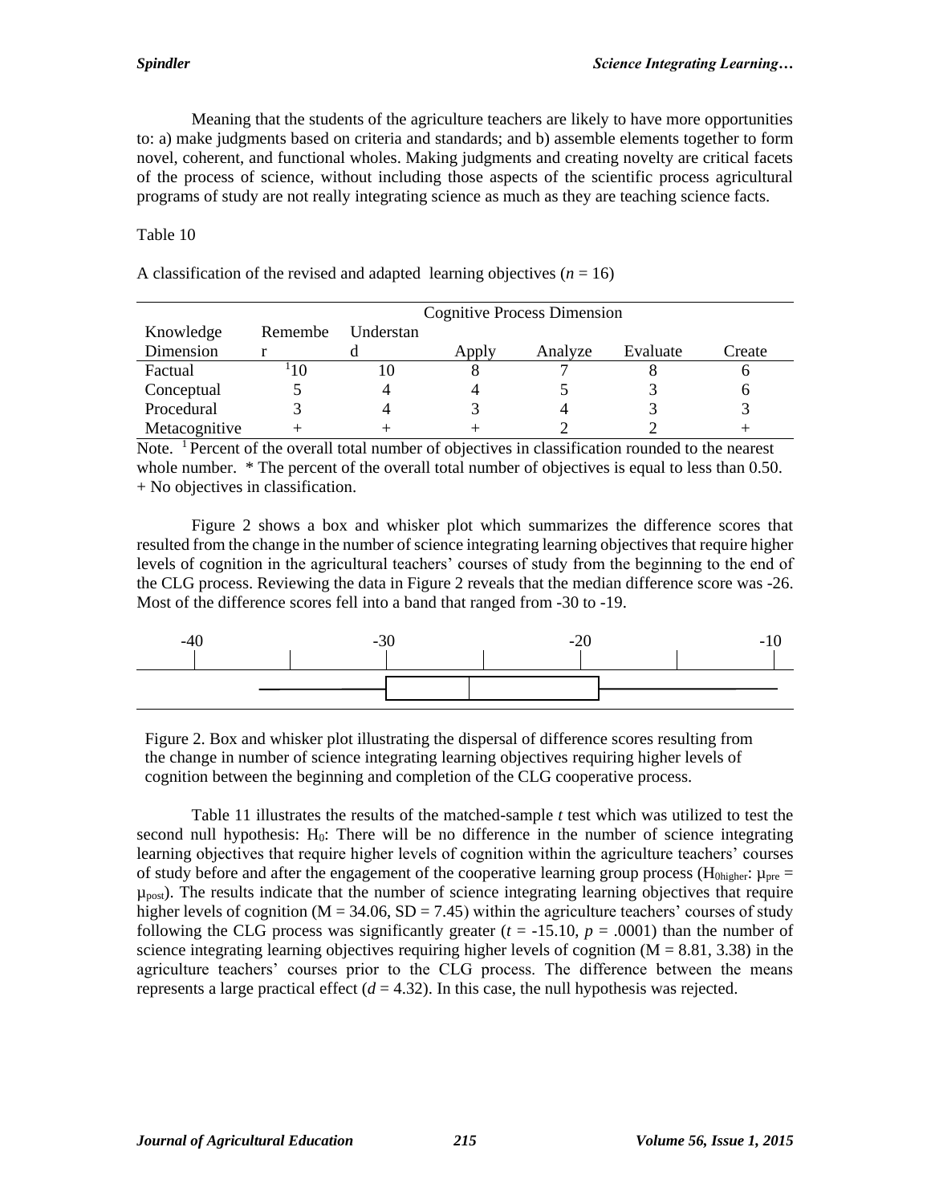Meaning that the students of the agriculture teachers are likely to have more opportunities to: a) make judgments based on criteria and standards; and b) assemble elements together to form novel, coherent, and functional wholes. Making judgments and creating novelty are critical facets of the process of science, without including those aspects of the scientific process agricultural programs of study are not really integrating science as much as they are teaching science facts.

Table 10

A classification of the revised and adapted learning objectives (*n* = 16)

| Knowledge Dimension | Cognitive Process Dimension | | | | | |
|---|---|---|---|---|---|---|
| | Remember | Understand | Apply | Analyze | Evaluate | Create |
| Factual | [1]10 | 10 | 8 | 7 | 8 | 6 |
| Conceptual | 5 | 4 | 4 | 5 | 3 | 6 |
| Procedural | 3 | 4 | 3 | 4 | 3 | 3 |
| Metacognitive | + | + | + | 2 | 2 | + |

Note. [1] Percent of the overall total number of objectives in classification rounded to the nearest whole number. * The percent of the overall total number of objectives is equal to less than 0.50. + No objectives in classification.

Figure 2 shows a box and whisker plot which summarizes the difference scores that resulted from the change in the number of science integrating learning objectives that require higher levels of cognition in the agricultural teachers' courses of study from the beginning to the end of the CLG process. Reviewing the data in Figure 2 reveals that the median difference score was -26. Most of the difference scores fell into a band that ranged from -30 to -19.

Figure 2. Box and whisker plot illustrating the dispersal of difference scores resulting from the change in number of science integrating learning objectives requiring higher levels of cognition between the beginning and completion of the CLG cooperative process.

Table 11 illustrates the results of the matched-sample *t* test which was utilized to test the second null hypothesis: $H_0$: There will be no difference in the number of science integrating learning objectives that require higher levels of cognition within the agriculture teachers' courses of study before and after the engagement of the cooperative learning group process ($H_{0higher}$: $\mu_{pre} = \mu_{post}$). The results indicate that the number of science integrating learning objectives that require higher levels of cognition (M = 34.06, SD = 7.45) within the agriculture teachers' courses of study following the CLG process was significantly greater ($t = -15.10$, $p = .0001$) than the number of science integrating learning objectives requiring higher levels of cognition (M = 8.81, 3.38) in the agriculture teachers' courses prior to the CLG process. The difference between the means represents a large practical effect ($d = 4.32$). In this case, the null hypothesis was rejected.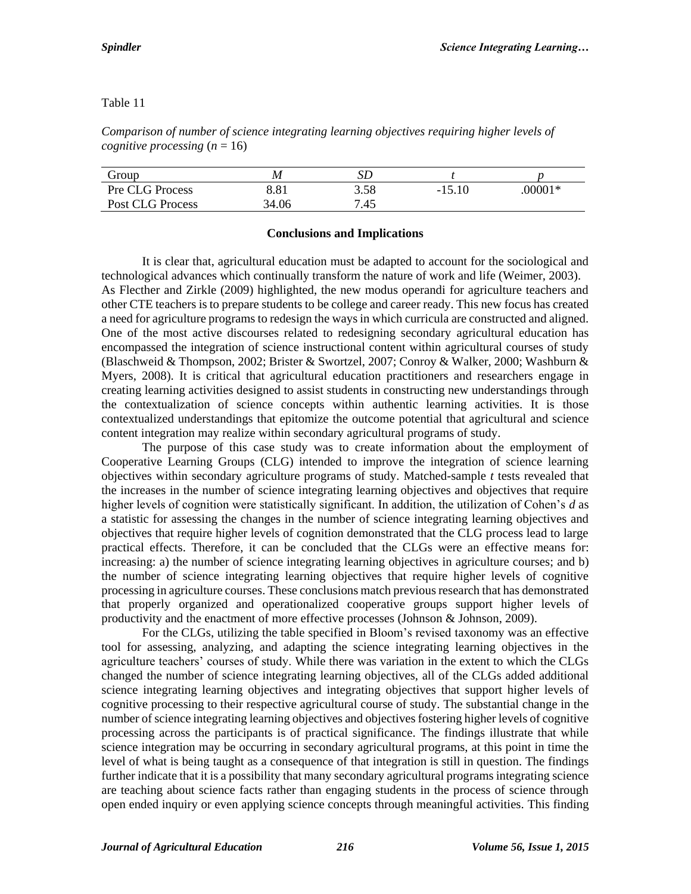Table 11

*Comparison of number of science integrating learning objectives requiring higher levels of cognitive processing* ($n$ = 16)

| Group | *M* | *SD* | *t* | *p* |
|---|---|---|---|---|
| Pre CLG Process | 8.81 | 3.58 | -15.10 | .00001* |
| Post CLG Process | 34.06 | 7.45 | | |

## Conclusions and Implications

It is clear that, agricultural education must be adapted to account for the sociological and technological advances which continually transform the nature of work and life (Weimer, 2003). As Flecther and Zirkle (2009) highlighted, the new modus operandi for agriculture teachers and other CTE teachers is to prepare students to be college and career ready. This new focus has created a need for agriculture programs to redesign the ways in which curricula are constructed and aligned. One of the most active discourses related to redesigning secondary agricultural education has encompassed the integration of science instructional content within agricultural courses of study (Blaschweid & Thompson, 2002; Brister & Swortzel, 2007; Conroy & Walker, 2000; Washburn & Myers, 2008). It is critical that agricultural education practitioners and researchers engage in creating learning activities designed to assist students in constructing new understandings through the contextualization of science concepts within authentic learning activities. It is those contextualized understandings that epitomize the outcome potential that agricultural and science content integration may realize within secondary agricultural programs of study.

The purpose of this case study was to create information about the employment of Cooperative Learning Groups (CLG) intended to improve the integration of science learning objectives within secondary agriculture programs of study. Matched-sample *t* tests revealed that the increases in the number of science integrating learning objectives and objectives that require higher levels of cognition were statistically significant. In addition, the utilization of Cohen's *d* as a statistic for assessing the changes in the number of science integrating learning objectives and objectives that require higher levels of cognition demonstrated that the CLG process lead to large practical effects. Therefore, it can be concluded that the CLGs were an effective means for: increasing: a) the number of science integrating learning objectives in agriculture courses; and b) the number of science integrating learning objectives that require higher levels of cognitive processing in agriculture courses. These conclusions match previous research that has demonstrated that properly organized and operationalized cooperative groups support higher levels of productivity and the enactment of more effective processes (Johnson & Johnson, 2009).

For the CLGs, utilizing the table specified in Bloom's revised taxonomy was an effective tool for assessing, analyzing, and adapting the science integrating learning objectives in the agriculture teachers' courses of study. While there was variation in the extent to which the CLGs changed the number of science integrating learning objectives, all of the CLGs added additional science integrating learning objectives and integrating objectives that support higher levels of cognitive processing to their respective agricultural course of study. The substantial change in the number of science integrating learning objectives and objectives fostering higher levels of cognitive processing across the participants is of practical significance. The findings illustrate that while science integration may be occurring in secondary agricultural programs, at this point in time the level of what is being taught as a consequence of that integration is still in question. The findings further indicate that it is a possibility that many secondary agricultural programs integrating science are teaching about science facts rather than engaging students in the process of science through open ended inquiry or even applying science concepts through meaningful activities. This finding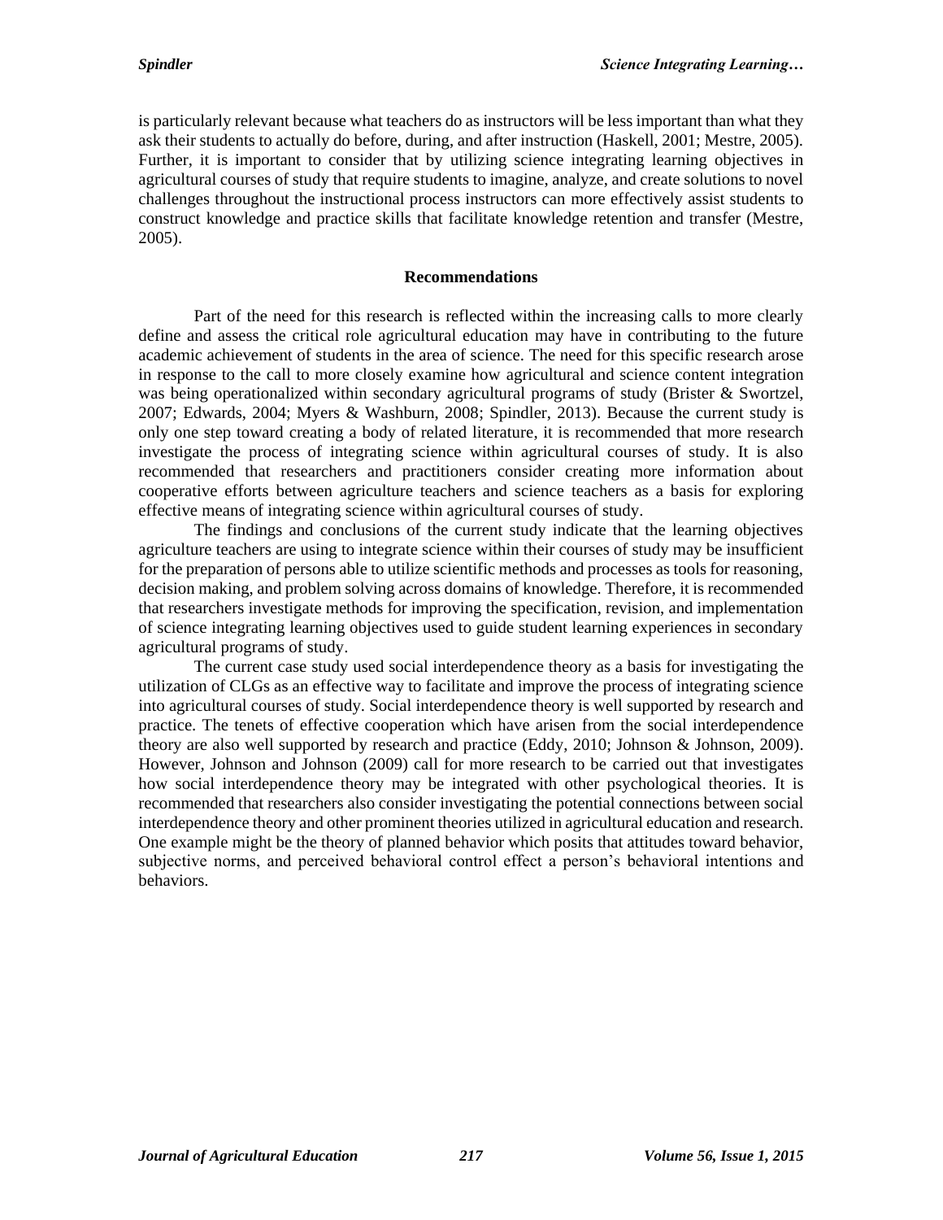is particularly relevant because what teachers do as instructors will be less important than what they ask their students to actually do before, during, and after instruction (Haskell, 2001; Mestre, 2005). Further, it is important to consider that by utilizing science integrating learning objectives in agricultural courses of study that require students to imagine, analyze, and create solutions to novel challenges throughout the instructional process instructors can more effectively assist students to construct knowledge and practice skills that facilitate knowledge retention and transfer (Mestre, 2005).

## Recommendations

Part of the need for this research is reflected within the increasing calls to more clearly define and assess the critical role agricultural education may have in contributing to the future academic achievement of students in the area of science. The need for this specific research arose in response to the call to more closely examine how agricultural and science content integration was being operationalized within secondary agricultural programs of study (Brister & Swortzel, 2007; Edwards, 2004; Myers & Washburn, 2008; Spindler, 2013). Because the current study is only one step toward creating a body of related literature, it is recommended that more research investigate the process of integrating science within agricultural courses of study. It is also recommended that researchers and practitioners consider creating more information about cooperative efforts between agriculture teachers and science teachers as a basis for exploring effective means of integrating science within agricultural courses of study.

The findings and conclusions of the current study indicate that the learning objectives agriculture teachers are using to integrate science within their courses of study may be insufficient for the preparation of persons able to utilize scientific methods and processes as tools for reasoning, decision making, and problem solving across domains of knowledge. Therefore, it is recommended that researchers investigate methods for improving the specification, revision, and implementation of science integrating learning objectives used to guide student learning experiences in secondary agricultural programs of study.

The current case study used social interdependence theory as a basis for investigating the utilization of CLGs as an effective way to facilitate and improve the process of integrating science into agricultural courses of study. Social interdependence theory is well supported by research and practice. The tenets of effective cooperation which have arisen from the social interdependence theory are also well supported by research and practice (Eddy, 2010; Johnson & Johnson, 2009). However, Johnson and Johnson (2009) call for more research to be carried out that investigates how social interdependence theory may be integrated with other psychological theories. It is recommended that researchers also consider investigating the potential connections between social interdependence theory and other prominent theories utilized in agricultural education and research. One example might be the theory of planned behavior which posits that attitudes toward behavior, subjective norms, and perceived behavioral control effect a person's behavioral intentions and behaviors.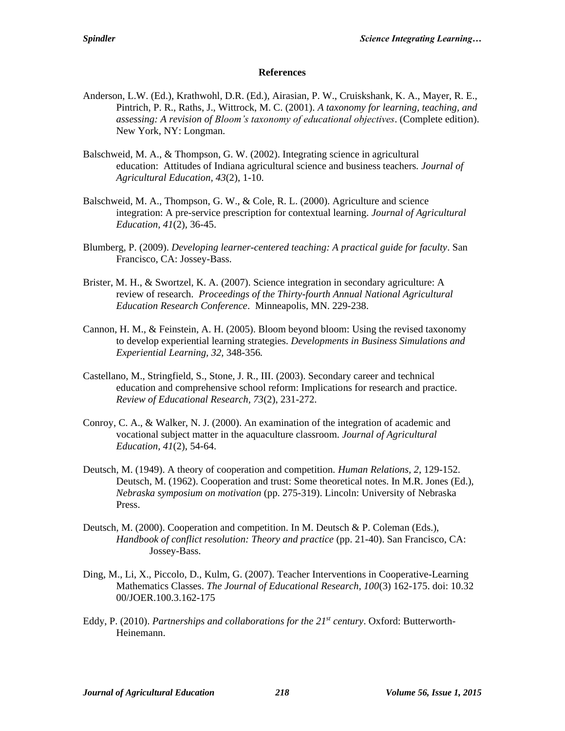## References

Anderson, L.W. (Ed.), Krathwohl, D.R. (Ed.), Airasian, P. W., Cruiskshank, K. A., Mayer, R. E., Pintrich, P. R., Raths, J., Wittrock, M. C. (2001). *A taxonomy for learning, teaching, and assessing: A revision of Bloom's taxonomy of educational objectives*. (Complete edition). New York, NY: Longman.

Balschweid, M. A., & Thompson, G. W. (2002). Integrating science in agricultural education: Attitudes of Indiana agricultural science and business teachers. *Journal of Agricultural Education, 43*(2), 1-10.

Balschweid, M. A., Thompson, G. W., & Cole, R. L. (2000). Agriculture and science integration: A pre-service prescription for contextual learning. *Journal of Agricultural Education, 41*(2), 36-45.

Blumberg, P. (2009). *Developing learner-centered teaching: A practical guide for faculty*. San Francisco, CA: Jossey-Bass.

Brister, M. H., & Swortzel, K. A. (2007). Science integration in secondary agriculture: A review of research. *Proceedings of the Thirty-fourth Annual National Agricultural Education Research Conference*. Minneapolis, MN. 229-238.

Cannon, H. M., & Feinstein, A. H. (2005). Bloom beyond bloom: Using the revised taxonomy to develop experiential learning strategies. *Developments in Business Simulations and Experiential Learning, 32,* 348-356*.*

Castellano, M., Stringfield, S., Stone, J. R., III. (2003). Secondary career and technical education and comprehensive school reform: Implications for research and practice. *Review of Educational Research, 73*(2), 231-272.

Conroy, C. A., & Walker, N. J. (2000). An examination of the integration of academic and vocational subject matter in the aquaculture classroom. *Journal of Agricultural Education, 41*(2), 54-64.

Deutsch, M. (1949). A theory of cooperation and competition. *Human Relations, 2*, 129-152. Deutsch, M. (1962). Cooperation and trust: Some theoretical notes. In M.R. Jones (Ed.), *Nebraska symposium on motivation* (pp. 275-319). Lincoln: University of Nebraska Press.

Deutsch, M. (2000). Cooperation and competition. In M. Deutsch & P. Coleman (Eds.), *Handbook of conflict resolution: Theory and practice* (pp. 21-40). San Francisco, CA: Jossey-Bass.

Ding, M., Li, X., Piccolo, D., Kulm, G. (2007). Teacher Interventions in Cooperative-Learning Mathematics Classes. *The Journal of Educational Research, 100*(3) 162-175. doi: 10.3200/JOER.100.3.162-175

Eddy, P. (2010). *Partnerships and collaborations for the 21st century*. Oxford: Butterworth-Heinemann.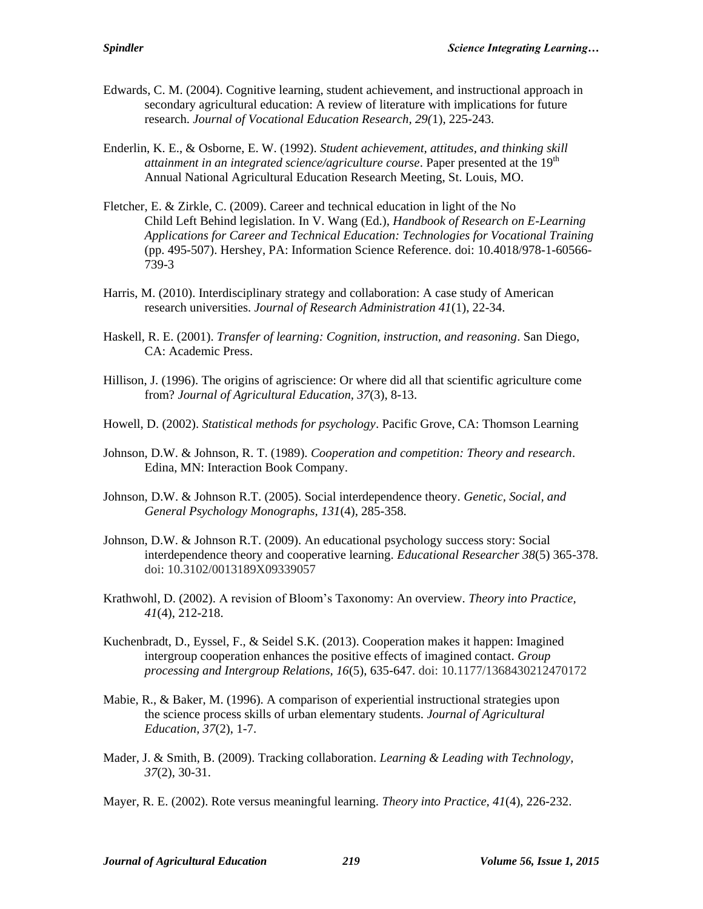Edwards, C. M. (2004). Cognitive learning, student achievement, and instructional approach in secondary agricultural education: A review of literature with implications for future research. *Journal of Vocational Education Research, 29(*1), 225-243.

Enderlin, K. E., & Osborne, E. W. (1992). *Student achievement, attitudes, and thinking skill attainment in an integrated science/agriculture course*. Paper presented at the 19th Annual National Agricultural Education Research Meeting, St. Louis, MO.

Fletcher, E. & Zirkle, C. (2009). Career and technical education in light of the No Child Left Behind legislation. In V. Wang (Ed.), *Handbook of Research on E-Learning Applications for Career and Technical Education: Technologies for Vocational Training* (pp. 495-507). Hershey, PA: Information Science Reference. doi: 10.4018/978-1-60566-739-3

Harris, M. (2010). Interdisciplinary strategy and collaboration: A case study of American research universities. *Journal of Research Administration 41*(1), 22-34.

Haskell, R. E. (2001). *Transfer of learning: Cognition, instruction, and reasoning*. San Diego, CA: Academic Press.

Hillison, J. (1996). The origins of agriscience: Or where did all that scientific agriculture come from? *Journal of Agricultural Education, 37*(3), 8-13.

Howell, D. (2002). *Statistical methods for psychology*. Pacific Grove, CA: Thomson Learning

Johnson, D.W. & Johnson, R. T. (1989). *Cooperation and competition: Theory and research*. Edina, MN: Interaction Book Company.

Johnson, D.W. & Johnson R.T. (2005). Social interdependence theory. *Genetic, Social, and General Psychology Monographs, 131*(4), 285-358.

Johnson, D.W. & Johnson R.T. (2009). An educational psychology success story: Social interdependence theory and cooperative learning. *Educational Researcher 38*(5) 365-378. doi: 10.3102/0013189X09339057

Krathwohl, D. (2002). A revision of Bloom's Taxonomy: An overview. *Theory into Practice, 41*(4), 212-218.

Kuchenbradt, D., Eyssel, F., & Seidel S.K. (2013). Cooperation makes it happen: Imagined intergroup cooperation enhances the positive effects of imagined contact. *Group processing and Intergroup Relations, 16*(5), 635-647. doi: 10.1177/1368430212470172

Mabie, R., & Baker, M. (1996). A comparison of experiential instructional strategies upon the science process skills of urban elementary students. *Journal of Agricultural Education, 37*(2), 1-7.

Mader, J. & Smith, B. (2009). Tracking collaboration. *Learning & Leading with Technology, 37*(2), 30-31.

Mayer, R. E. (2002). Rote versus meaningful learning. *Theory into Practice, 41*(4), 226-232.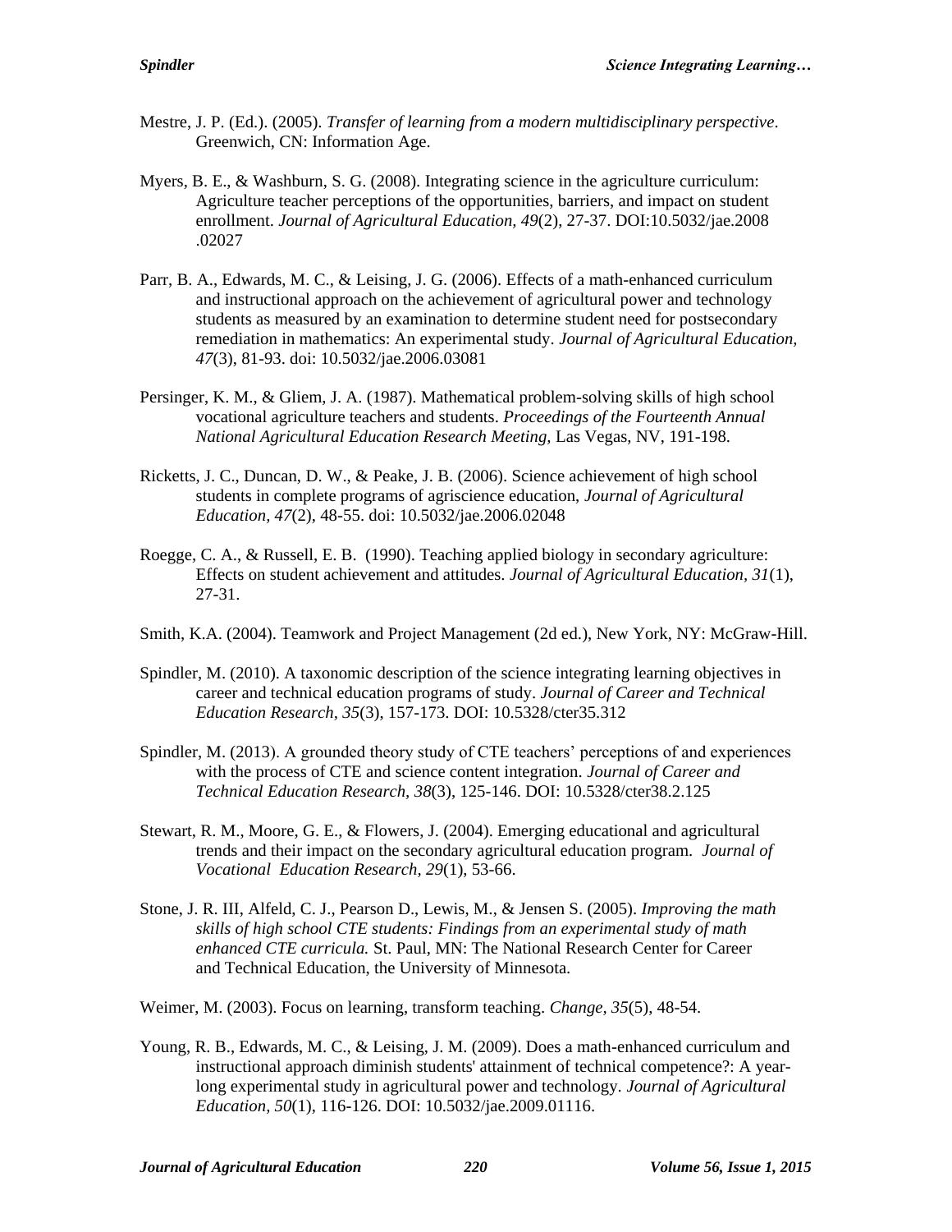Mestre, J. P. (Ed.). (2005). *Transfer of learning from a modern multidisciplinary perspective*. Greenwich, CN: Information Age.

Myers, B. E., & Washburn, S. G. (2008). Integrating science in the agriculture curriculum: Agriculture teacher perceptions of the opportunities, barriers, and impact on student enrollment. *Journal of Agricultural Education, 49*(2), 27-37. DOI:10.5032/jae.2008 .02027

Parr, B. A., Edwards, M. C., & Leising, J. G. (2006). Effects of a math-enhanced curriculum and instructional approach on the achievement of agricultural power and technology students as measured by an examination to determine student need for postsecondary remediation in mathematics: An experimental study. *Journal of Agricultural Education, 47*(3), 81-93. doi: 10.5032/jae.2006.03081

Persinger, K. M., & Gliem, J. A. (1987). Mathematical problem-solving skills of high school vocational agriculture teachers and students. *Proceedings of the Fourteenth Annual National Agricultural Education Research Meeting,* Las Vegas, NV, 191-198.

Ricketts, J. C., Duncan, D. W., & Peake, J. B. (2006). Science achievement of high school students in complete programs of agriscience education, *Journal of Agricultural Education, 47*(2), 48-55. doi: 10.5032/jae.2006.02048

Roegge, C. A., & Russell, E. B. (1990). Teaching applied biology in secondary agriculture: Effects on student achievement and attitudes. *Journal of Agricultural Education, 31*(1), 27-31.

Smith, K.A. (2004). Teamwork and Project Management (2d ed.), New York, NY: McGraw-Hill.

Spindler, M. (2010). A taxonomic description of the science integrating learning objectives in career and technical education programs of study. *Journal of Career and Technical Education Research, 35*(3), 157-173. DOI: 10.5328/cter35.312

Spindler, M. (2013). A grounded theory study of CTE teachers' perceptions of and experiences with the process of CTE and science content integration. *Journal of Career and Technical Education Research, 38*(3), 125-146. DOI: 10.5328/cter38.2.125

Stewart, R. M., Moore, G. E., & Flowers, J. (2004). Emerging educational and agricultural trends and their impact on the secondary agricultural education program. *Journal of Vocational Education Research, 29*(1), 53-66.

Stone, J. R. III, Alfeld, C. J., Pearson D., Lewis, M., & Jensen S. (2005). *Improving the math skills of high school CTE students: Findings from an experimental study of math enhanced CTE curricula.* St. Paul, MN: The National Research Center for Career and Technical Education, the University of Minnesota.

Weimer, M. (2003). Focus on learning, transform teaching. *Change, 35*(5), 48-54.

Young, R. B., Edwards, M. C., & Leising, J. M. (2009). Does a math-enhanced curriculum and instructional approach diminish students' attainment of technical competence?: A year-long experimental study in agricultural power and technology. *Journal of Agricultural Education, 50*(1), 116-126. DOI: 10.5032/jae.2009.01116.